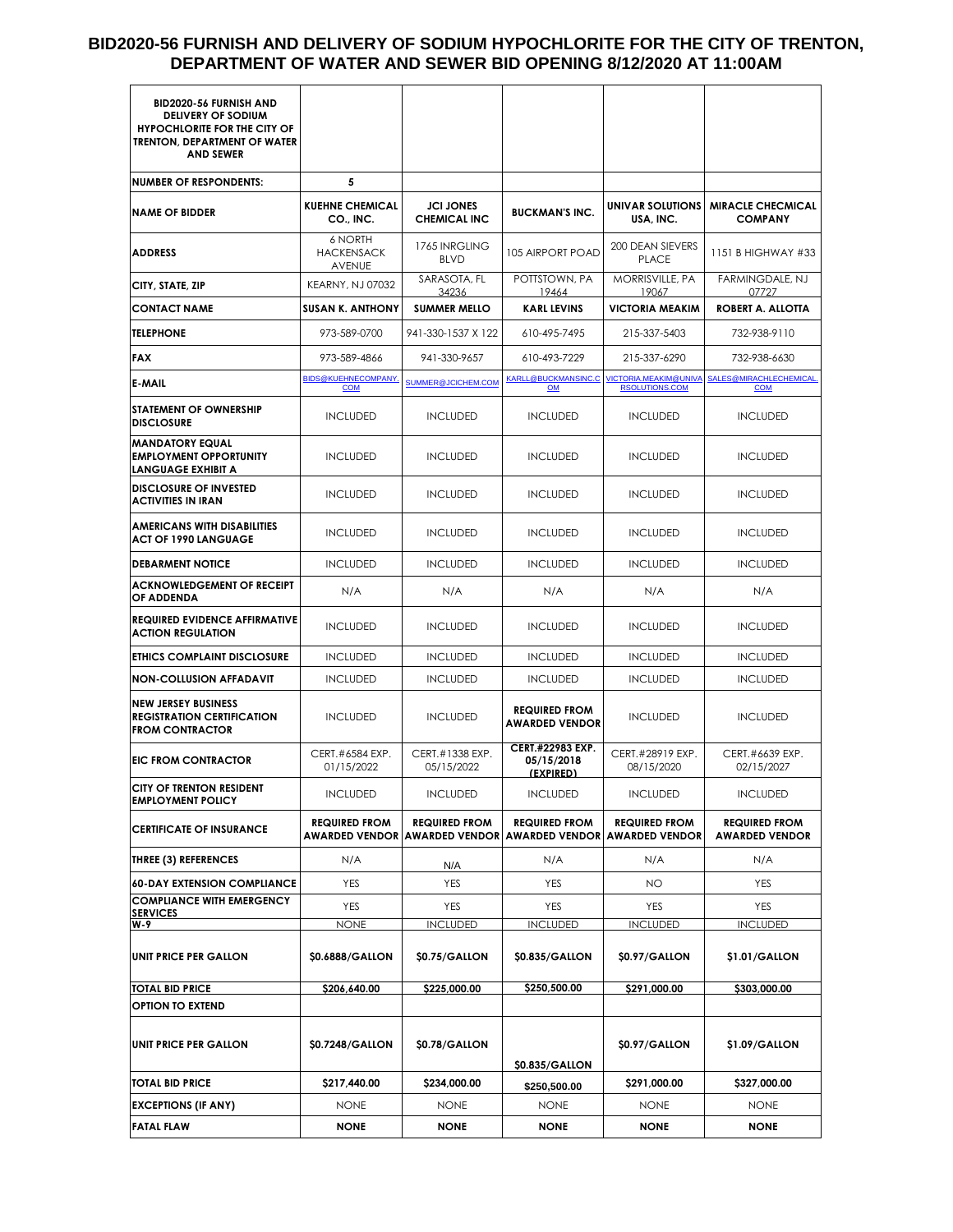# BID2020-56 FURNISH AND DELIVERY OF SODIUM HYPOCHLORITE FOR THE CITY OF TRENTON, DEPARTMENT OF WATER AND SEWER BID OPENING 8/12/2020 AT 11:00AM

| **BID2020-56 FURNISH AND DELIVERY OF SODIUM HYPOCHLORITE FOR THE CITY OF TRENTON, DEPARTMENT OF WATER AND SEWER** | | | | | |
|---|---|---|---|---|---|
| **NUMBER OF RESPONDENTS:** | **5** | | | | |
| **NAME OF BIDDER** | **KUEHNE CHEMICAL CO., INC.** | **JCI JONES CHEMICAL INC** | **BUCKMAN'S INC.** | **UNIVAR SOLUTIONS USA, INC.** | **MIRACLE CHECMICAL COMPANY** |
| **ADDRESS** | 6 NORTH HACKENSACK AVENUE | 1765 INRGLING BLVD | 105 AIRPORT POAD | 200 DEAN SIEVERS PLACE | 1151 B HIGHWAY #33 |
| **CITY, STATE, ZIP** | KEARNY, NJ 07032 | SARASOTA, FL 34236 | POTTSTOWN, PA 19464 | MORRISVILLE, PA 19067 | FARMINGDALE, NJ 07727 |
| **CONTACT NAME** | **SUSAN K. ANTHONY** | **SUMMER MELLO** | **KARL LEVINS** | **VICTORIA MEAKIM** | **ROBERT A. ALLOTTA** |
| **TELEPHONE** | 973-589-0700 | 941-330-1537 X 122 | 610-495-7495 | 215-337-5403 | 732-938-9110 |
| **FAX** | 973-589-4866 | 941-330-9657 | 610-493-7229 | 215-337-6290 | 732-938-6630 |
| **E-MAIL** | BIDS@KUEHNECOMPANY.COM | SUMMER@JCICHEM.COM | KARLL@BUCKMANSINC.COM | VICTORIA.MEAKIM@UNIVARSOLUTIONS.COM | SALES@MIRACHLECHEMICAL.COM |
| **STATEMENT OF OWNERSHIP DISCLOSURE** | INCLUDED | INCLUDED | INCLUDED | INCLUDED | INCLUDED |
| **MANDATORY EQUAL EMPLOYMENT OPPORTUNITY LANGUAGE EXHIBIT A** | INCLUDED | INCLUDED | INCLUDED | INCLUDED | INCLUDED |
| **DISCLOSURE OF INVESTED ACTIVITIES IN IRAN** | INCLUDED | INCLUDED | INCLUDED | INCLUDED | INCLUDED |
| **AMERICANS WITH DISABILITIES ACT OF 1990 LANGUAGE** | INCLUDED | INCLUDED | INCLUDED | INCLUDED | INCLUDED |
| **DEBARMENT NOTICE** | INCLUDED | INCLUDED | INCLUDED | INCLUDED | INCLUDED |
| **ACKNOWLEDGEMENT OF RECEIPT OF ADDENDA** | N/A | N/A | N/A | N/A | N/A |
| **REQUIRED EVIDENCE AFFIRMATIVE ACTION REGULATION** | INCLUDED | INCLUDED | INCLUDED | INCLUDED | INCLUDED |
| **ETHICS COMPLAINT DISCLOSURE** | INCLUDED | INCLUDED | INCLUDED | INCLUDED | INCLUDED |
| **NON-COLLUSION AFFADAVIT** | INCLUDED | INCLUDED | INCLUDED | INCLUDED | INCLUDED |
| **NEW JERSEY BUSINESS REGISTRATION CERTIFICATION FROM CONTRACTOR** | INCLUDED | INCLUDED | **REQUIRED FROM AWARDED VENDOR** | INCLUDED | INCLUDED |
| **EIC FROM CONTRACTOR** | CERT.#6584 EXP. 01/15/2022 | CERT.#1338 EXP. 05/15/2022 | **CERT.#22983 EXP. 05/15/2018 (EXPIRED)** | CERT.#28919 EXP. 08/15/2020 | CERT.#6639 EXP. 02/15/2027 |
| **CITY OF TRENTON RESIDENT EMPLOYMENT POLICY** | INCLUDED | INCLUDED | INCLUDED | INCLUDED | INCLUDED |
| **CERTIFICATE OF INSURANCE** | **REQUIRED FROM AWARDED VENDOR** | **REQUIRED FROM AWARDED VENDOR** | **REQUIRED FROM AWARDED VENDOR** | **REQUIRED FROM AWARDED VENDOR** | **REQUIRED FROM AWARDED VENDOR** |
| **THREE (3) REFERENCES** | N/A | N/A | N/A | N/A | N/A |
| **60-DAY EXTENSION COMPLIANCE** | YES | YES | YES | NO | YES |
| **COMPLIANCE WITH EMERGENCY SERVICES** | YES | YES | YES | YES | YES |
| **W-9** | NONE | INCLUDED | INCLUDED | INCLUDED | INCLUDED |
| **UNIT PRICE PER GALLON** | **$0.6888/GALLON** | **$0.75/GALLON** | **$0.835/GALLON** | **$0.97/GALLON** | **$1.01/GALLON** |
| **TOTAL BID PRICE** | **$206,640.00** | **$225,000.00** | **$250,500.00** | **$291,000.00** | **$303,000.00** |
| **OPTION TO EXTEND** | | | | | |
| **UNIT PRICE PER GALLON** | **$0.7248/GALLON** | **$0.78/GALLON** | **$0.835/GALLON** | **$0.97/GALLON** | **$1.09/GALLON** |
| **TOTAL BID PRICE** | **$217,440.00** | **$234,000.00** | **$250,500.00** | **$291,000.00** | **$327,000.00** |
| **EXCEPTIONS (IF ANY)** | NONE | NONE | NONE | NONE | NONE |
| **FATAL FLAW** | **NONE** | **NONE** | **NONE** | **NONE** | **NONE** |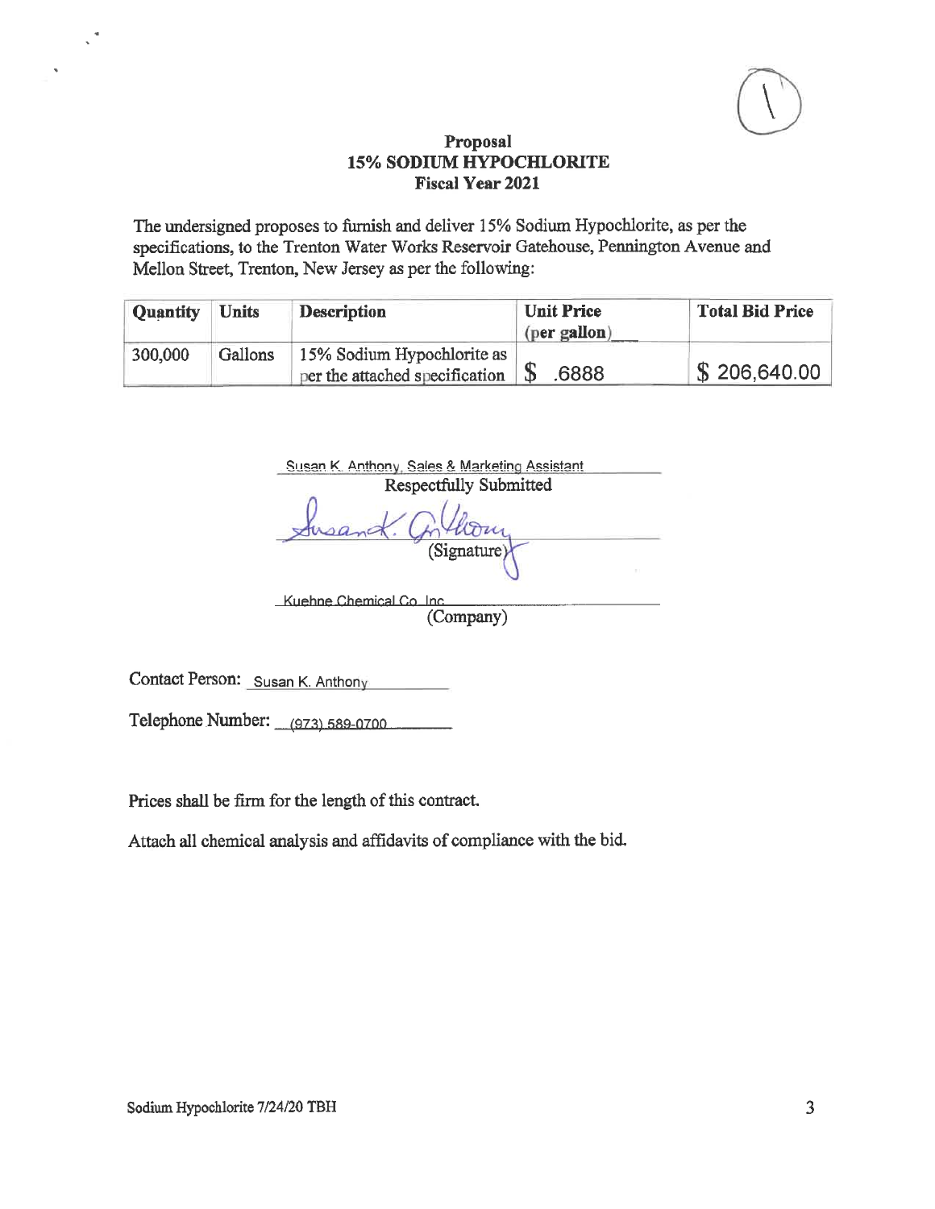**Proposal**
**15% SODIUM HYPOCHLORITE**
**Fiscal Year 2021**

The undersigned proposes to furnish and deliver 15% Sodium Hypochlorite, as per the specifications, to the Trenton Water Works Reservoir Gatehouse, Pennington Avenue and Mellon Street, Trenton, New Jersey as per the following:

| Quantity | Units | Description | Unit Price (per gallon) | Total Bid Price |
|---|---|---|---|---|
| 300,000 | Gallons | 15% Sodium Hypochlorite as per the attached specification | $ .6888 | $ 206,640.00 |

Susan K. Anthony, Sales & Marketing Assistant
Respectfully Submitted

Susan K. Anthony
(Signature)

Kuehne Chemical Co. Inc
(Company)

Contact Person: Susan K. Anthony

Telephone Number: (973) 589-0700

Prices shall be firm for the length of this contract.

Attach all chemical analysis and affidavits of compliance with the bid.

Sodium Hypochlorite 7/24/20 TBH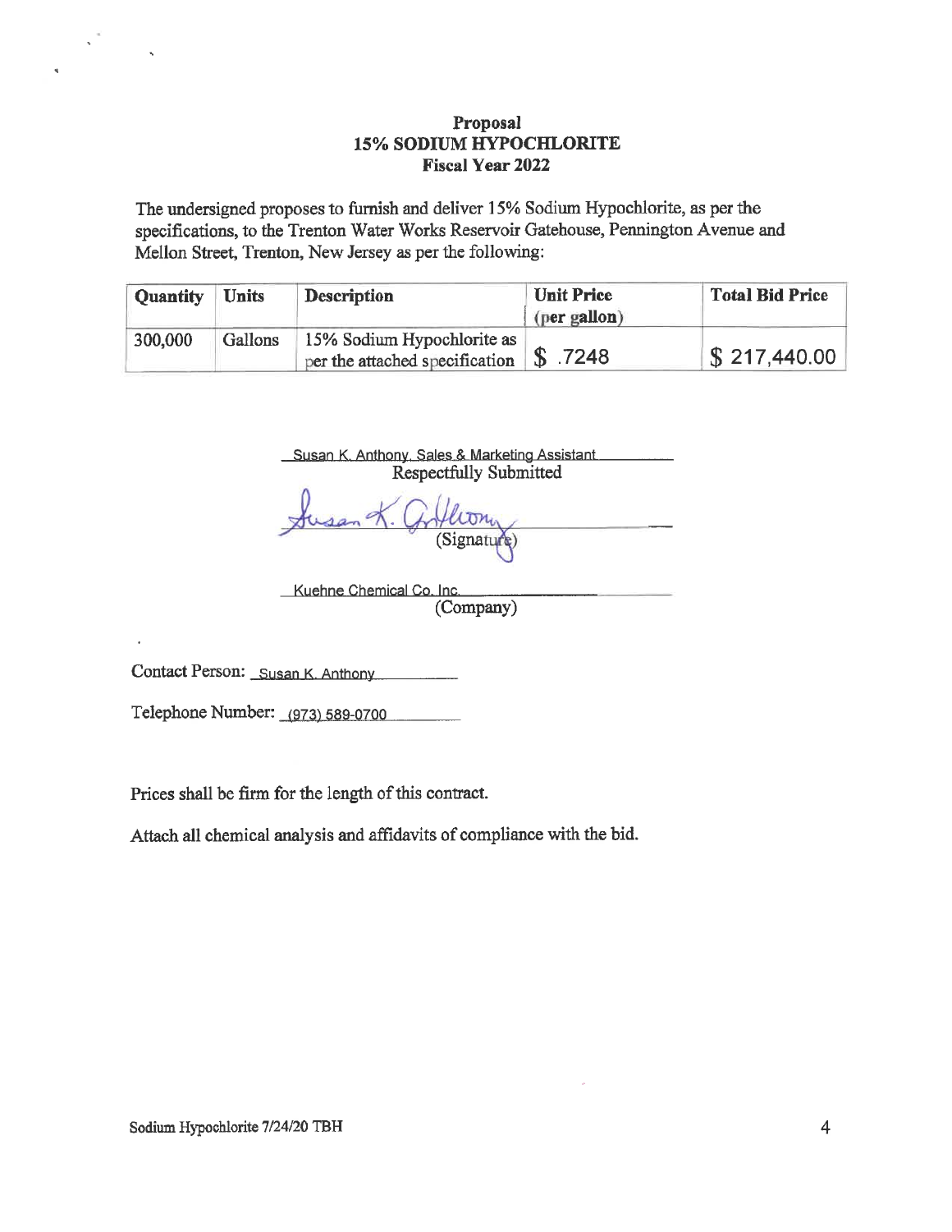**Proposal**
**15% SODIUM HYPOCHLORITE**
**Fiscal Year 2022**

The undersigned proposes to furnish and deliver 15% Sodium Hypochlorite, as per the specifications, to the Trenton Water Works Reservoir Gatehouse, Pennington Avenue and Mellon Street, Trenton, New Jersey as per the following:

| Quantity | Units | Description | Unit Price (per gallon) | Total Bid Price |
|---|---|---|---|---|
| 300,000 | Gallons | 15% Sodium Hypochlorite as per the attached specification | $ .7248 | $ 217,440.00 |

Susan K. Anthony, Sales & Marketing Assistant
Respectfully Submitted

Susan K. Anthony
(Signature)

Kuehne Chemical Co. Inc.
(Company)

Contact Person: Susan K. Anthony

Telephone Number: (973) 589-0700

Prices shall be firm for the length of this contract.

Attach all chemical analysis and affidavits of compliance with the bid.

Sodium Hypochlorite 7/24/20 TBH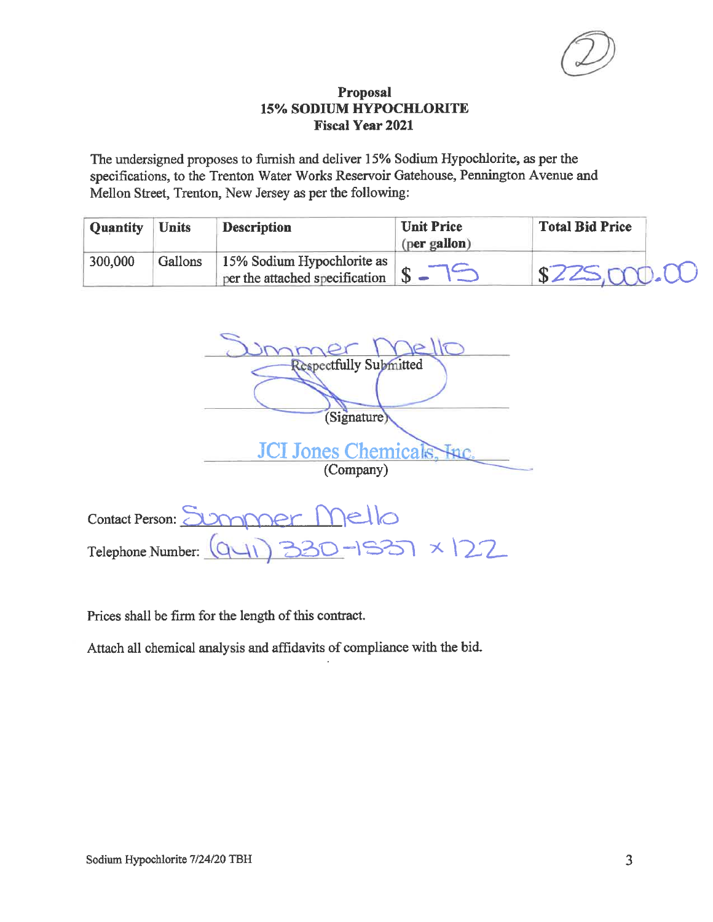**Proposal**
**15% SODIUM HYPOCHLORITE**
**Fiscal Year 2021**

The undersigned proposes to furnish and deliver 15% Sodium Hypochlorite, as per the specifications, to the Trenton Water Works Reservoir Gatehouse, Pennington Avenue and Mellon Street, Trenton, New Jersey as per the following:

| Quantity | Units | Description | Unit Price (per gallon) | Total Bid Price |
|---|---|---|---|---|
| 300,000 | Gallons | 15% Sodium Hypochlorite as per the attached specification | $ .75 | $225,000.00 |

Summer Mello
Respectfully Submitted

(Signature)

JCI Jones Chemicals, Inc.
(Company)

Contact Person: Summer Mello

Telephone Number: (941) 330-1537 x 122

Prices shall be firm for the length of this contract.

Attach all chemical analysis and affidavits of compliance with the bid.

Sodium Hypochlorite 7/24/20 TBH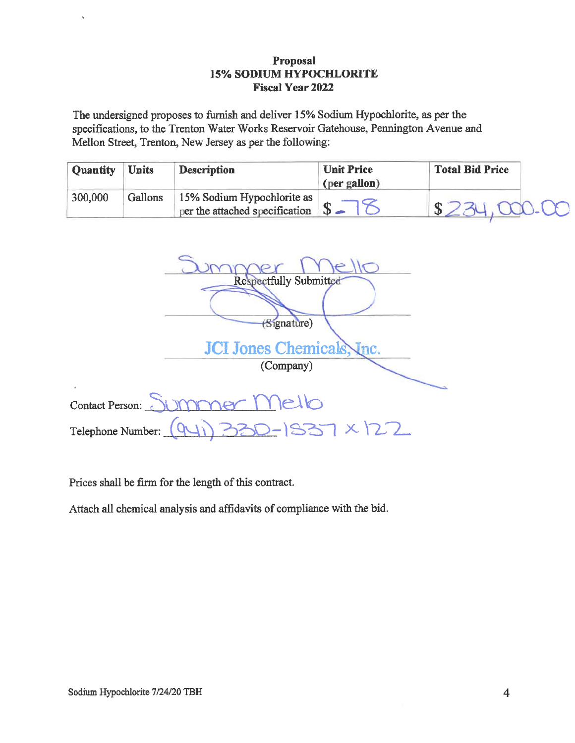**Proposal**
**15% SODIUM HYPOCHLORITE**
**Fiscal Year 2022**

The undersigned proposes to furnish and deliver 15% Sodium Hypochlorite, as per the specifications, to the Trenton Water Works Reservoir Gatehouse, Pennington Avenue and Mellon Street, Trenton, New Jersey as per the following:

| **Quantity** | **Units** | **Description** | **Unit Price (per gallon)** | **Total Bid Price** |
|---|---|---|---|---|
| 300,000 | Gallons | 15% Sodium Hypochlorite as per the attached specification | $ .78 | $ 234,000.00 |

Summer Mello
Respectfully Submitted

(Signature)

JCI Jones Chemicals, Inc.
(Company)

Contact Person: Summer Mello

Telephone Number: (941) 330-1537 x 122

Prices shall be firm for the length of this contract.

Attach all chemical analysis and affidavits of compliance with the bid.

Sodium Hypochlorite 7/24/20 TBH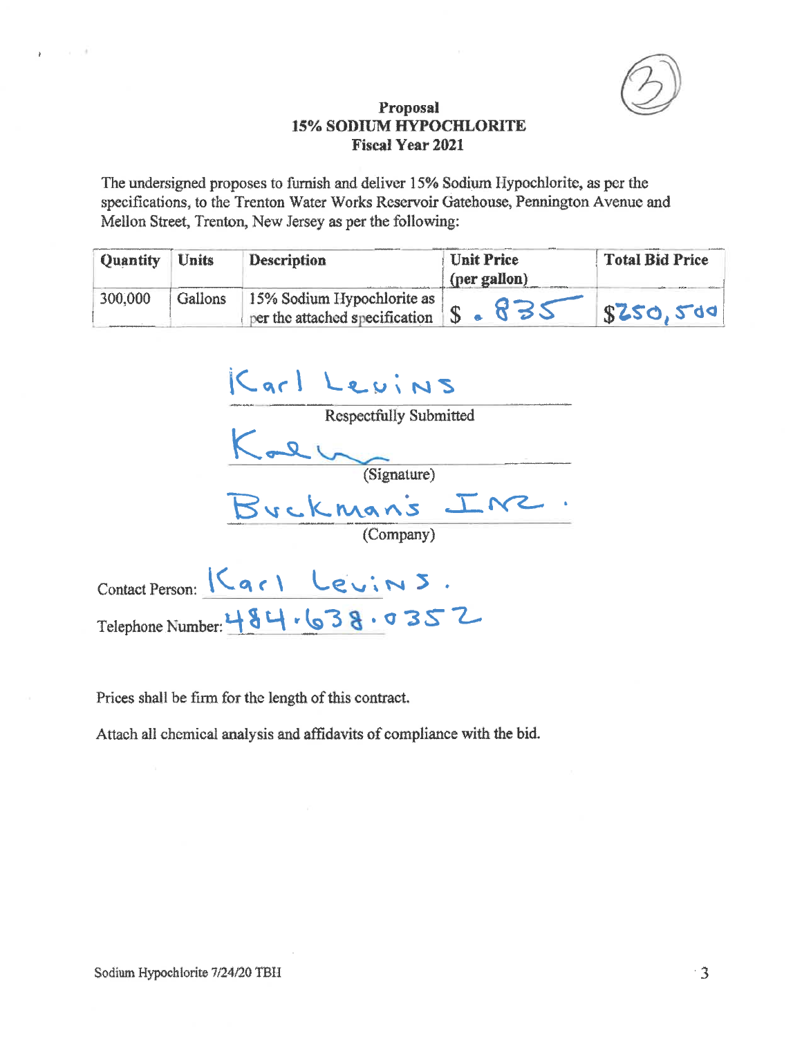**Proposal**
**15% SODIUM HYPOCHLORITE**
**Fiscal Year 2021**

The undersigned proposes to furnish and deliver 15% Sodium Hypochlorite, as per the specifications, to the Trenton Water Works Reservoir Gatehouse, Pennington Avenue and Mellon Street, Trenton, New Jersey as per the following:

| Quantity | Units | Description | Unit Price (per gallon) | Total Bid Price |
|---|---|---|---|---|
| 300,000 | Gallons | 15% Sodium Hypochlorite as per the attached specification | $ .835 | $250,500 |

Karl Levins
Respectfully Submitted

(Signature)

Buckman's Inc.
(Company)

Contact Person: Karl Levins.

Telephone Number: 484.638.0352

Prices shall be firm for the length of this contract.

Attach all chemical analysis and affidavits of compliance with the bid.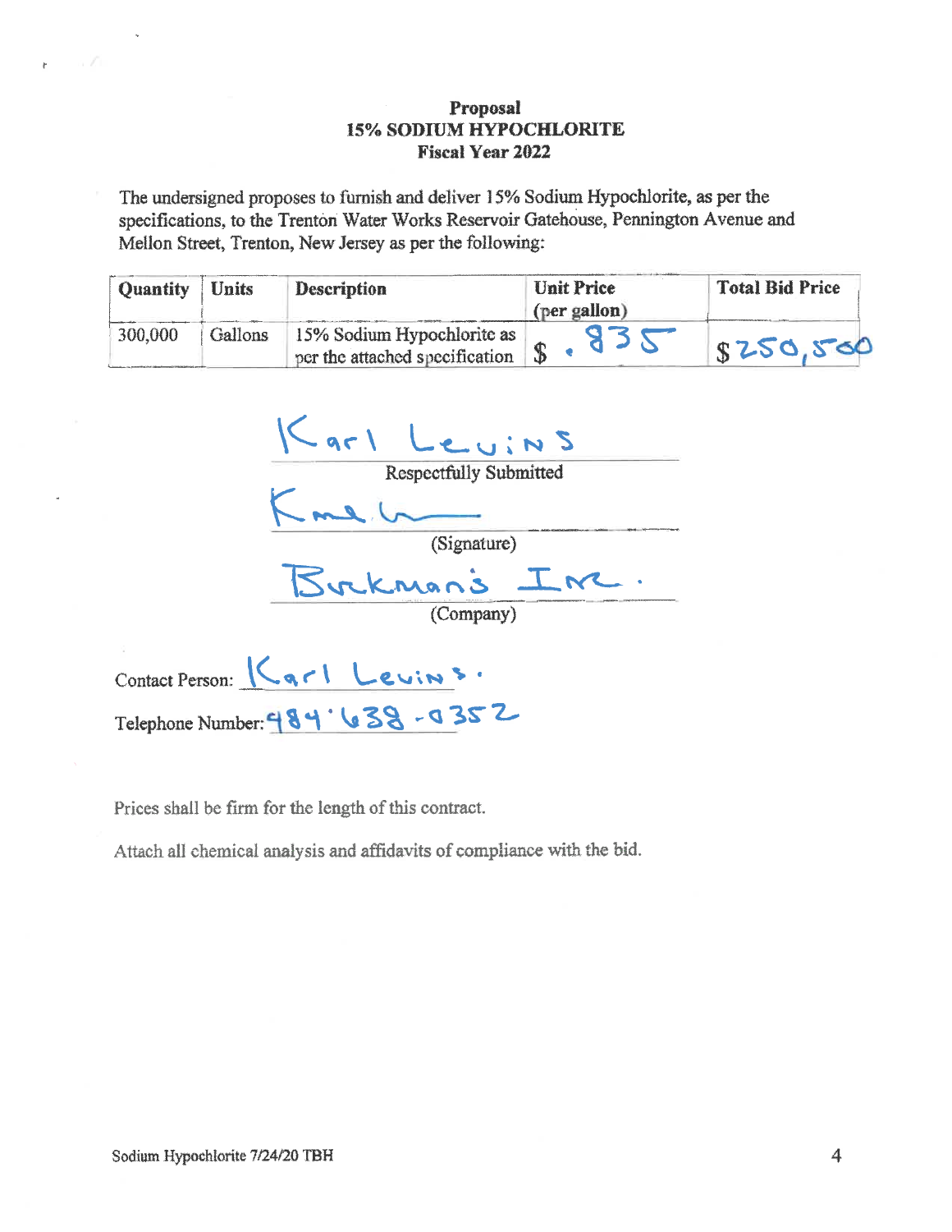**Proposal**
**15% SODIUM HYPOCHLORITE**
**Fiscal Year 2022**

The undersigned proposes to furnish and deliver 15% Sodium Hypochlorite, as per the specifications, to the Trenton Water Works Reservoir Gatehouse, Pennington Avenue and Mellon Street, Trenton, New Jersey as per the following:

| Quantity | Units | Description | Unit Price (per gallon) | Total Bid Price |
|---|---|---|---|---|
| 300,000 | Gallons | 15% Sodium Hypochlorite as per the attached specification | $ .835 | $250,500 |

Karl Levins
Respectfully Submitted

[signature]
(Signature)

Burkman's Inc.
(Company)

Contact Person: Karl Levins.

Telephone Number: 484-638-0352

Prices shall be firm for the length of this contract.

Attach all chemical analysis and affidavits of compliance with the bid.

Sodium Hypochlorite 7/24/20 TBH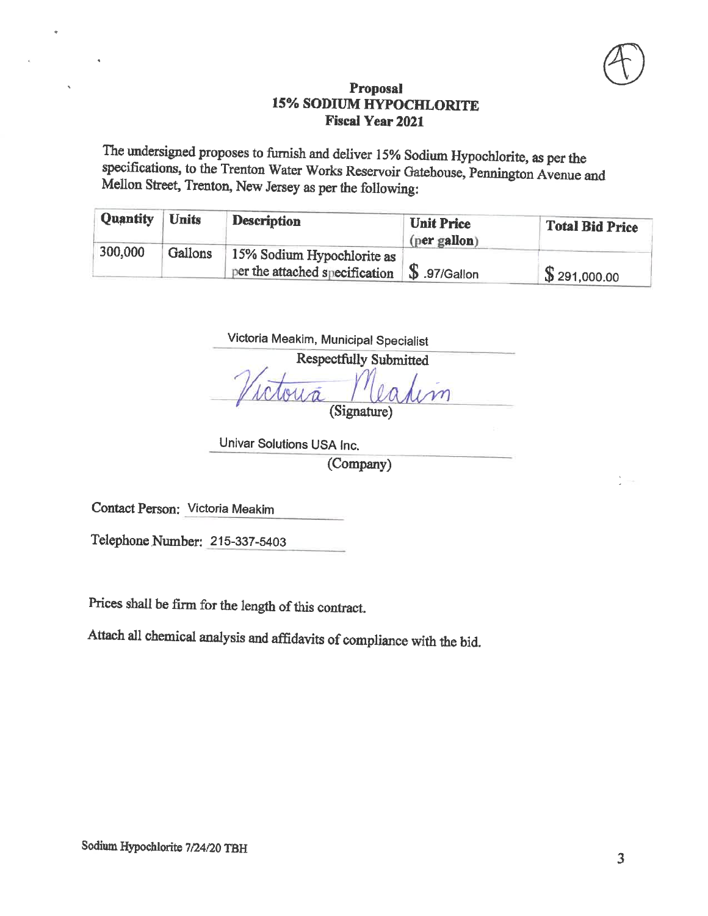# Proposal
## 15% SODIUM HYPOCHLORITE
### Fiscal Year 2021

The undersigned proposes to furnish and deliver 15% Sodium Hypochlorite, as per the specifications, to the Trenton Water Works Reservoir Gatehouse, Pennington Avenue and Mellon Street, Trenton, New Jersey as per the following:

| Quantity | Units | Description | Unit Price (per gallon) | Total Bid Price |
|---|---|---|---|---|
| 300,000 | Gallons | 15% Sodium Hypochlorite as per the attached specification | $ .97/Gallon | $ 291,000.00 |

Victoria Meakim, Municipal Specialist
Respectfully Submitted

Victoria Meakim
(Signature)

Univar Solutions USA Inc.
(Company)

Contact Person: Victoria Meakim

Telephone Number: 215-337-5403

Prices shall be firm for the length of this contract.

Attach all chemical analysis and affidavits of compliance with the bid.

Sodium Hypochlorite 7/24/20 TBH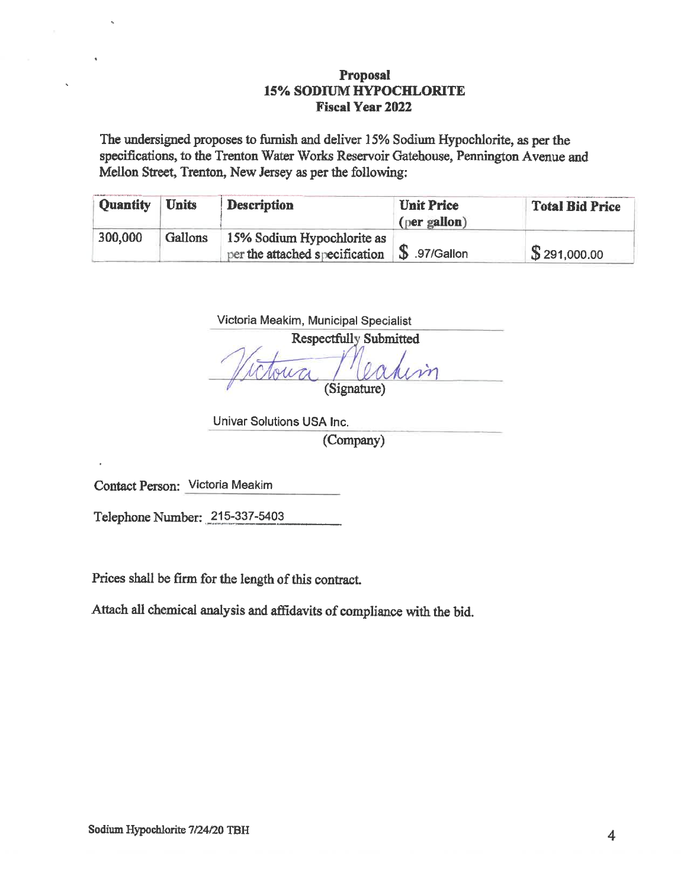**Proposal**
**15% SODIUM HYPOCHLORITE**
**Fiscal Year 2022**

The undersigned proposes to furnish and deliver 15% Sodium Hypochlorite, as per the specifications, to the Trenton Water Works Reservoir Gatehouse, Pennington Avenue and Mellon Street, Trenton, New Jersey as per the following:

| Quantity | Units | Description | Unit Price (per gallon) | Total Bid Price |
|---|---|---|---|---|
| 300,000 | Gallons | 15% Sodium Hypochlorite as per the attached specification | $ .97/Gallon | $ 291,000.00 |

Victoria Meakim, Municipal Specialist
Respectfully Submitted

Victoria Meakim
(Signature)

Univar Solutions USA Inc.
(Company)

Contact Person: Victoria Meakim

Telephone Number: 215-337-5403

Prices shall be firm for the length of this contract.

Attach all chemical analysis and affidavits of compliance with the bid.

Sodium Hypochlorite 7/24/20 TBH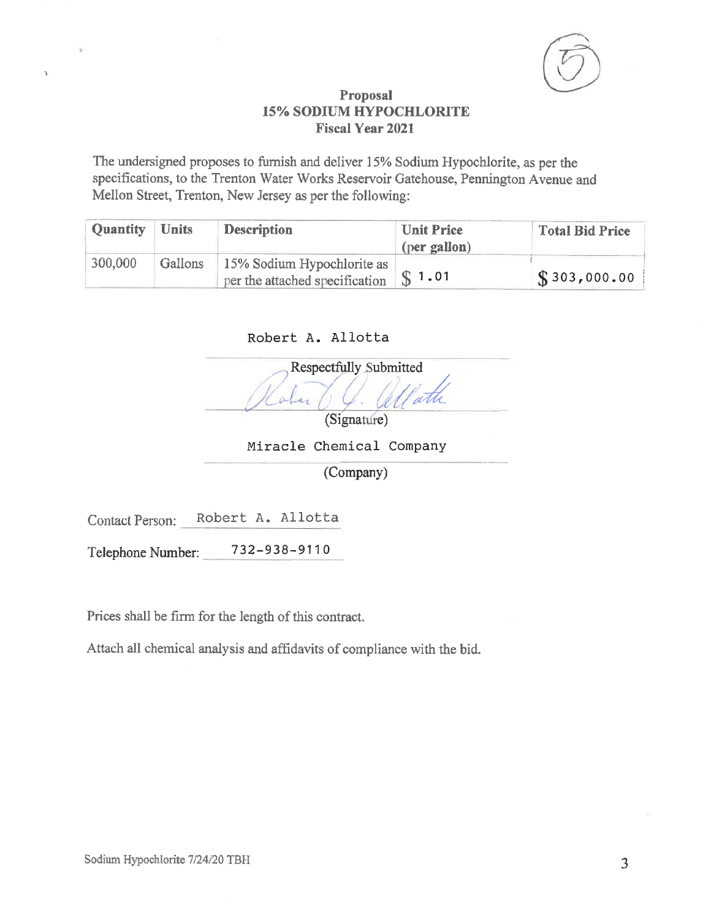5

# Proposal
## 15% SODIUM HYPOCHLORITE
### Fiscal Year 2021

The undersigned proposes to furnish and deliver 15% Sodium Hypochlorite, as per the specifications, to the Trenton Water Works Reservoir Gatehouse, Pennington Avenue and Mellon Street, Trenton, New Jersey as per the following:

| Quantity | Units | Description | Unit Price (per gallon) | Total Bid Price |
|---|---|---|---|---|
| 300,000 | Gallons | 15% Sodium Hypochlorite as per the attached specification | $ 1.01 | $ 303,000.00 |

Robert A. Allotta

Respectfully Submitted

Robert A. Allotta

(Signature)

Miracle Chemical Company

(Company)

Contact Person: Robert A. Allotta

Telephone Number: 732-938-9110

Prices shall be firm for the length of this contract.

Attach all chemical analysis and affidavits of compliance with the bid.

Sodium Hypochlorite 7/24/20 TBH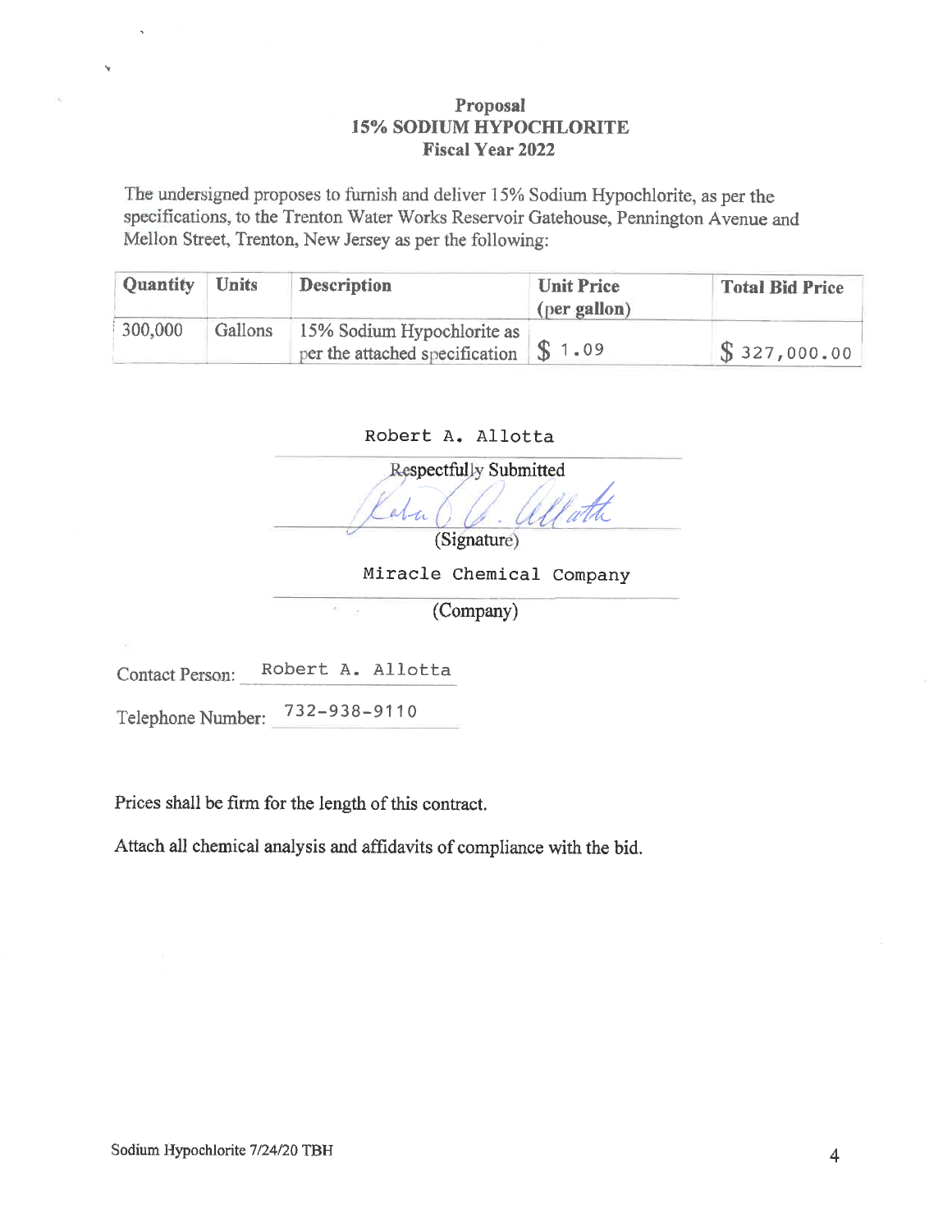# Proposal
# 15% SODIUM HYPOCHLORITE
# Fiscal Year 2022

The undersigned proposes to furnish and deliver 15% Sodium Hypochlorite, as per the specifications, to the Trenton Water Works Reservoir Gatehouse, Pennington Avenue and Mellon Street, Trenton, New Jersey as per the following:

| Quantity | Units | Description | Unit Price (per gallon) | Total Bid Price |
|---|---|---|---|---|
| 300,000 | Gallons | 15% Sodium Hypochlorite as per the attached specification | $ 1.09 | $ 327,000.00 |

Robert A. Allotta

Respectfully Submitted

(Signature)

Miracle Chemical Company

(Company)

Contact Person: Robert A. Allotta

Telephone Number: 732-938-9110

Prices shall be firm for the length of this contract.

Attach all chemical analysis and affidavits of compliance with the bid.

Sodium Hypochlorite 7/24/20 TBH